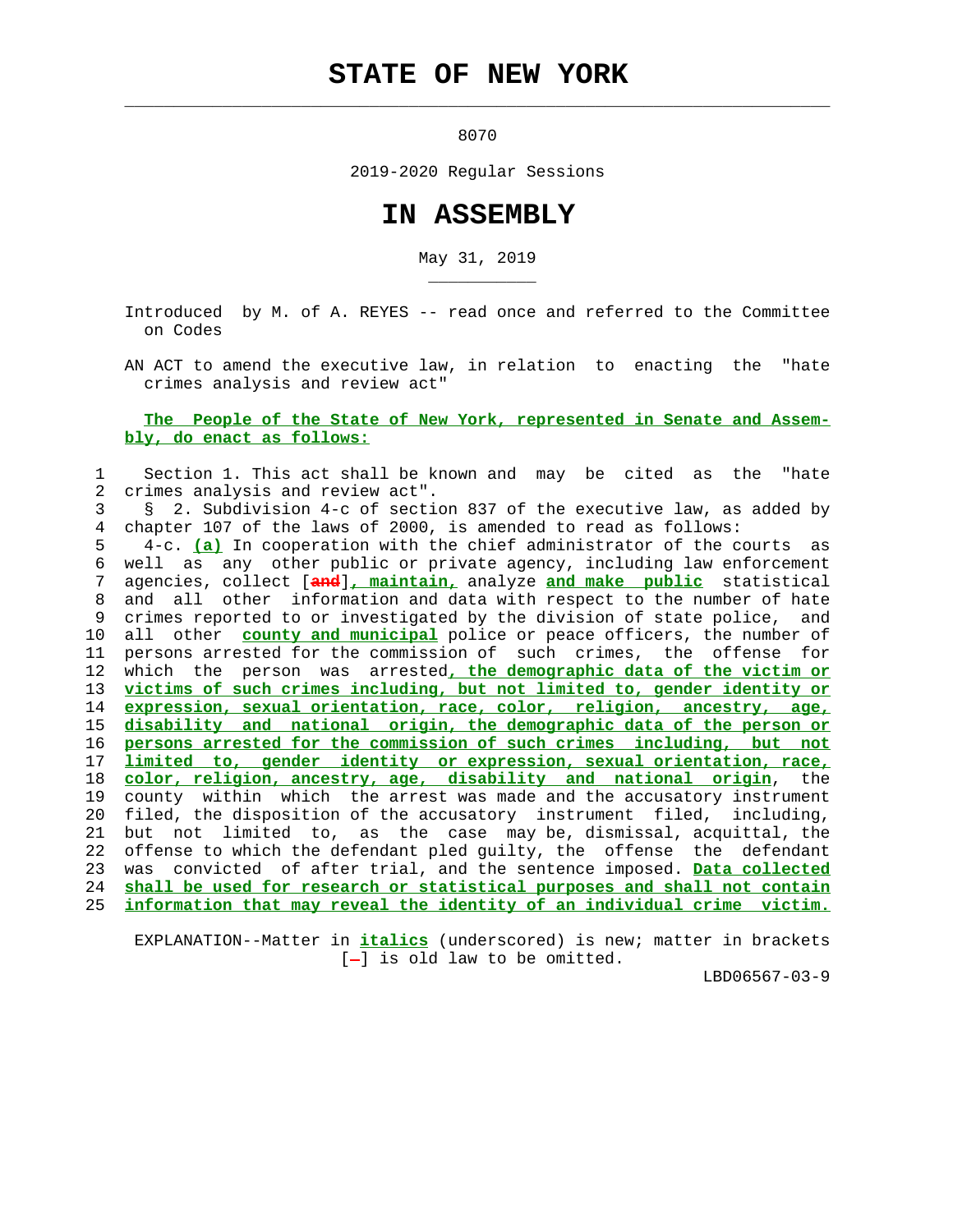# STATE OF NEW YORK

8070

2019-2020 Regular Sessions

# IN ASSEMBLY

May 31, 2019

Introduced by M. of A. REYES -- read once and referred to the Committee on Codes

AN ACT to amend the executive law, in relation to enacting the "hate crimes analysis and review act"

**The People of the State of New York, represented in Senate and Assembly, do enact as follows:**

Section 1. This act shall be known and may be cited as the "hate crimes analysis and review act".

§ 2. Subdivision 4-c of section 837 of the executive law, as added by chapter 107 of the laws of 2000, is amended to read as follows:

4-c. *(a)* In cooperation with the chief administrator of the courts as well as any other public or private agency, including law enforcement agencies, collect [and]*, maintain,* analyze *and make public* statistical and all other information and data with respect to the number of hate crimes reported to or investigated by the division of state police, and all other *county and municipal* police or peace officers, the number of persons arrested for the commission of such crimes, the offense for which the person was arrested*, the demographic data of the victim or victims of such crimes including, but not limited to, gender identity or expression, sexual orientation, race, color, religion, ancestry, age, disability and national origin, the demographic data of the person or persons arrested for the commission of such crimes including, but not limited to, gender identity or expression, sexual orientation, race, color, religion, ancestry, age, disability and national origin*, the county within which the arrest was made and the accusatory instrument filed, the disposition of the accusatory instrument filed, including, but not limited to, as the case may be, dismissal, acquittal, the offense to which the defendant pled guilty, the offense the defendant was convicted of after trial, and the sentence imposed. *Data collected shall be used for research or statistical purposes and shall not contain information that may reveal the identity of an individual crime victim.*

EXPLANATION--Matter in *italics* (underscored) is new; matter in brackets [-] is old law to be omitted.

LBD06567-03-9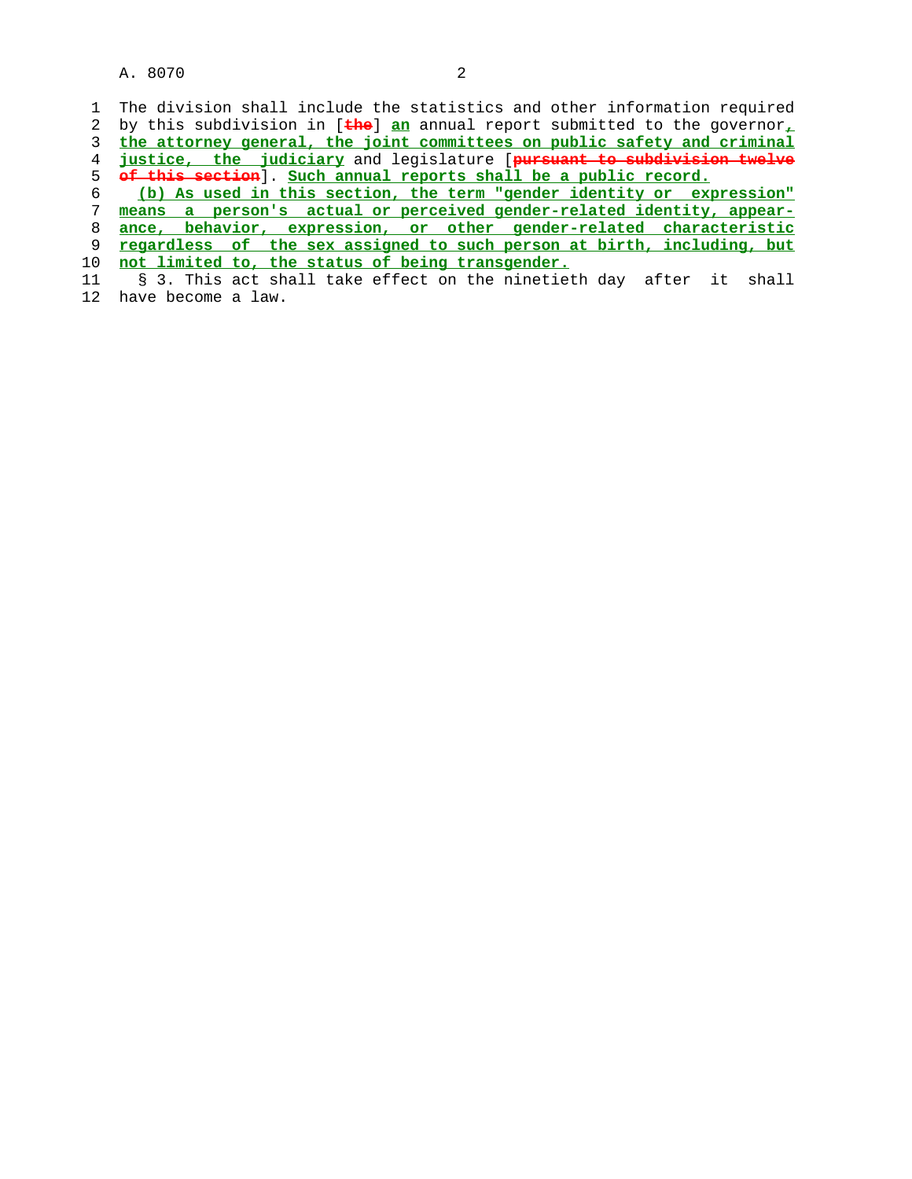The division shall include the statistics and other information required by this subdivision in [~~the~~] **an** annual report submitted to the governor**, the attorney general, the joint committees on public safety and criminal justice, the judiciary** and legislature [~~pursuant to subdivision twelve of this section~~]. **Such annual reports shall be a public record.**

**(b) As used in this section, the term "gender identity or expression" means a person's actual or perceived gender-related identity, appearance, behavior, expression, or other gender-related characteristic regardless of the sex assigned to such person at birth, including, but not limited to, the status of being transgender.**

§ 3. This act shall take effect on the ninetieth day after it shall have become a law.